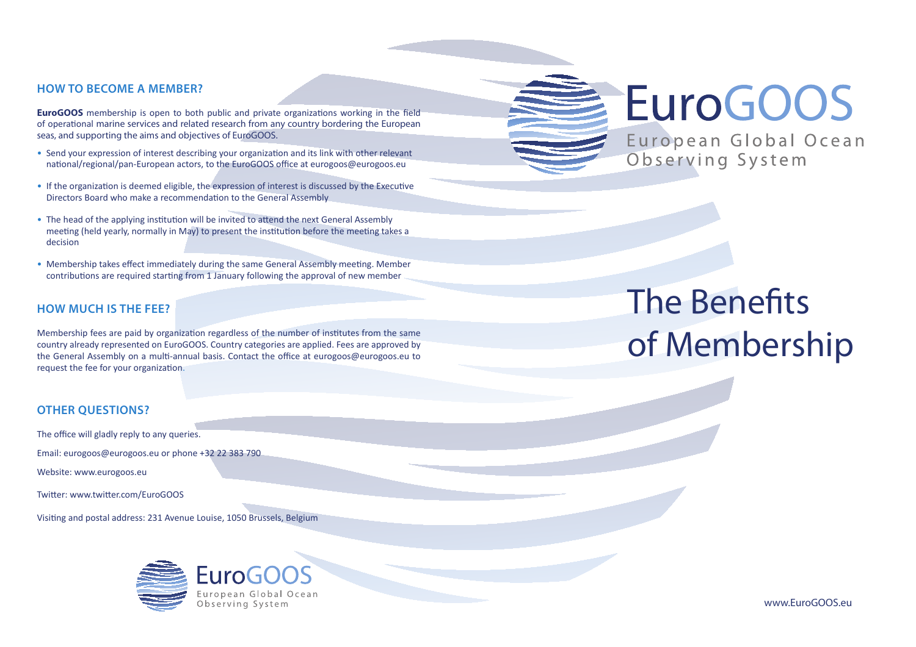## HOW TO BECOME A MEMBER?

**EuroGOOS** membership is open to both public and private organizations working in the field of operational marine services and related research from any country bordering the European seas, and supporting the aims and objectives of EuroGOOS.

- Send your expression of interest describing your organization and its link with other relevant national/regional/pan-European actors, to the EuroGOOS office at eurogoos@eurogoos.eu
- If the organization is deemed eligible, the expression of interest is discussed by the Executive Directors Board who make a recommendation to the General Assembly
- The head of the applying institution will be invited to attend the next General Assembly meeting (held yearly, normally in May) to present the institution before the meeting takes a decision
- Membership takes effect immediately during the same General Assembly meeting. Member contributions are required starting from 1 January following the approval of new member

## HOW MUCH IS THE FEE?

Membership fees are paid by organization regardless of the number of institutes from the same country already represented on EuroGOOS. Country categories are applied. Fees are approved by the General Assembly on a multi-annual basis. Contact the office at eurogoos@eurogoos.eu to request the fee for your organization.

## OTHER QUESTIONS?

The office will gladly reply to any queries.

Email: eurogoos@eurogoos.eu or phone +32 22 383 790

Website: www.eurogoos.eu

Twitter: www.twitter.com/EuroGOOS

Visiting and postal address: 231 Avenue Louise, 1050 Brussels, Belgium

EuroGOOS
European Global Ocean Observing System

# EuroGOOS

European Global Ocean Observing System

# The Benefits of Membership

www.EuroGOOS.eu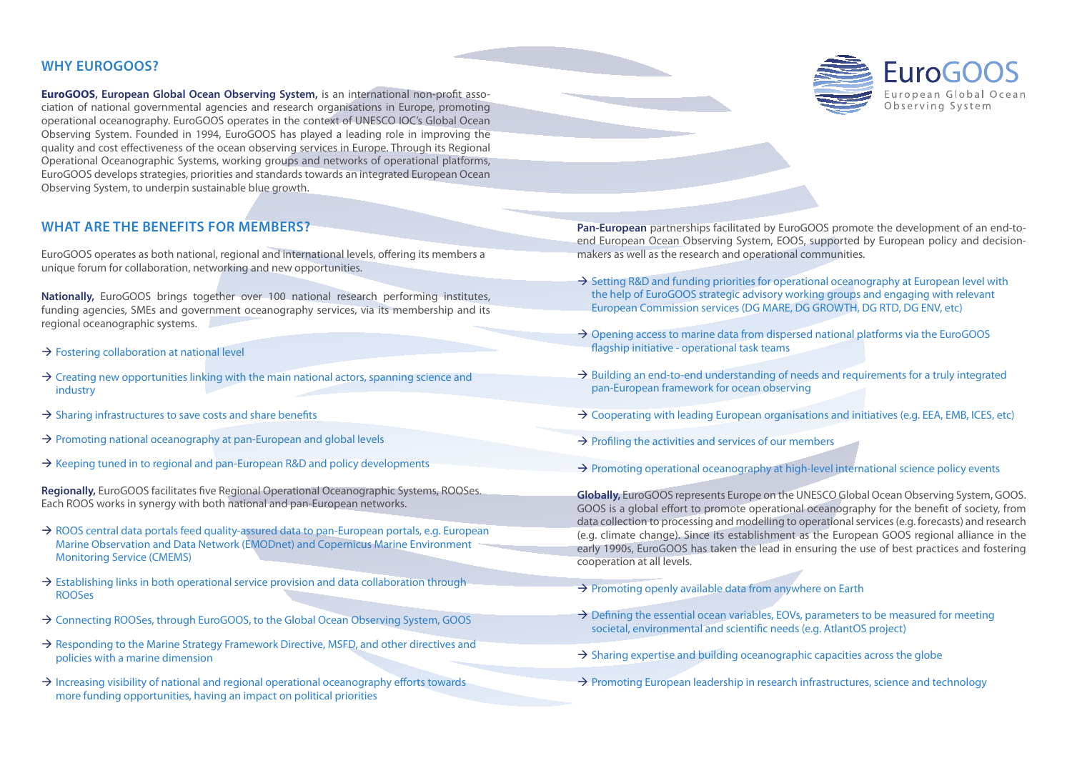EuroGOOS
European Global Ocean Observing System

## WHY EUROGOOS?

**EuroGOOS, European Global Ocean Observing System,** is an international non-profit association of national governmental agencies and research organisations in Europe, promoting operational oceanography. EuroGOOS operates in the context of UNESCO IOC's Global Ocean Observing System. Founded in 1994, EuroGOOS has played a leading role in improving the quality and cost effectiveness of the ocean observing services in Europe. Through its Regional Operational Oceanographic Systems, working groups and networks of operational platforms, EuroGOOS develops strategies, priorities and standards towards an integrated European Ocean Observing System, to underpin sustainable blue growth.

## WHAT ARE THE BENEFITS FOR MEMBERS?

EuroGOOS operates as both national, regional and international levels, offering its members a unique forum for collaboration, networking and new opportunities.

**Nationally,** EuroGOOS brings together over 100 national research performing institutes, funding agencies, SMEs and government oceanography services, via its membership and its regional oceanographic systems.

- → Fostering collaboration at national level
- → Creating new opportunities linking with the main national actors, spanning science and industry
- → Sharing infrastructures to save costs and share benefits
- → Promoting national oceanography at pan-European and global levels
- → Keeping tuned in to regional and pan-European R&D and policy developments

**Regionally,** EuroGOOS facilitates five Regional Operational Oceanographic Systems, ROOSes. Each ROOS works in synergy with both national and pan-European networks.

- → ROOS central data portals feed quality-assured data to pan-European portals, e.g. European Marine Observation and Data Network (EMODnet) and Copernicus Marine Environment Monitoring Service (CMEMS)
- → Establishing links in both operational service provision and data collaboration through ROOSes
- → Connecting ROOSes, through EuroGOOS, to the Global Ocean Observing System, GOOS
- → Responding to the Marine Strategy Framework Directive, MSFD, and other directives and policies with a marine dimension
- → Increasing visibility of national and regional operational oceanography efforts towards more funding opportunities, having an impact on political priorities

**Pan-European** partnerships facilitated by EuroGOOS promote the development of an end-to-end European Ocean Observing System, EOOS, supported by European policy and decision-makers as well as the research and operational communities.

- → Setting R&D and funding priorities for operational oceanography at European level with the help of EuroGOOS strategic advisory working groups and engaging with relevant European Commission services (DG MARE, DG GROWTH, DG RTD, DG ENV, etc)
- → Opening access to marine data from dispersed national platforms via the EuroGOOS flagship initiative - operational task teams
- → Building an end-to-end understanding of needs and requirements for a truly integrated pan-European framework for ocean observing
- → Cooperating with leading European organisations and initiatives (e.g. EEA, EMB, ICES, etc)
- → Profiling the activities and services of our members
- → Promoting operational oceanography at high-level international science policy events

**Globally,** EuroGOOS represents Europe on the UNESCO Global Ocean Observing System, GOOS. GOOS is a global effort to promote operational oceanography for the benefit of society, from data collection to processing and modelling to operational services (e.g. forecasts) and research (e.g. climate change). Since its establishment as the European GOOS regional alliance in the early 1990s, EuroGOOS has taken the lead in ensuring the use of best practices and fostering cooperation at all levels.

- → Promoting openly available data from anywhere on Earth
- → Defining the essential ocean variables, EOVs, parameters to be measured for meeting societal, environmental and scientific needs (e.g. AtlantOS project)
- → Sharing expertise and building oceanographic capacities across the globe
- → Promoting European leadership in research infrastructures, science and technology